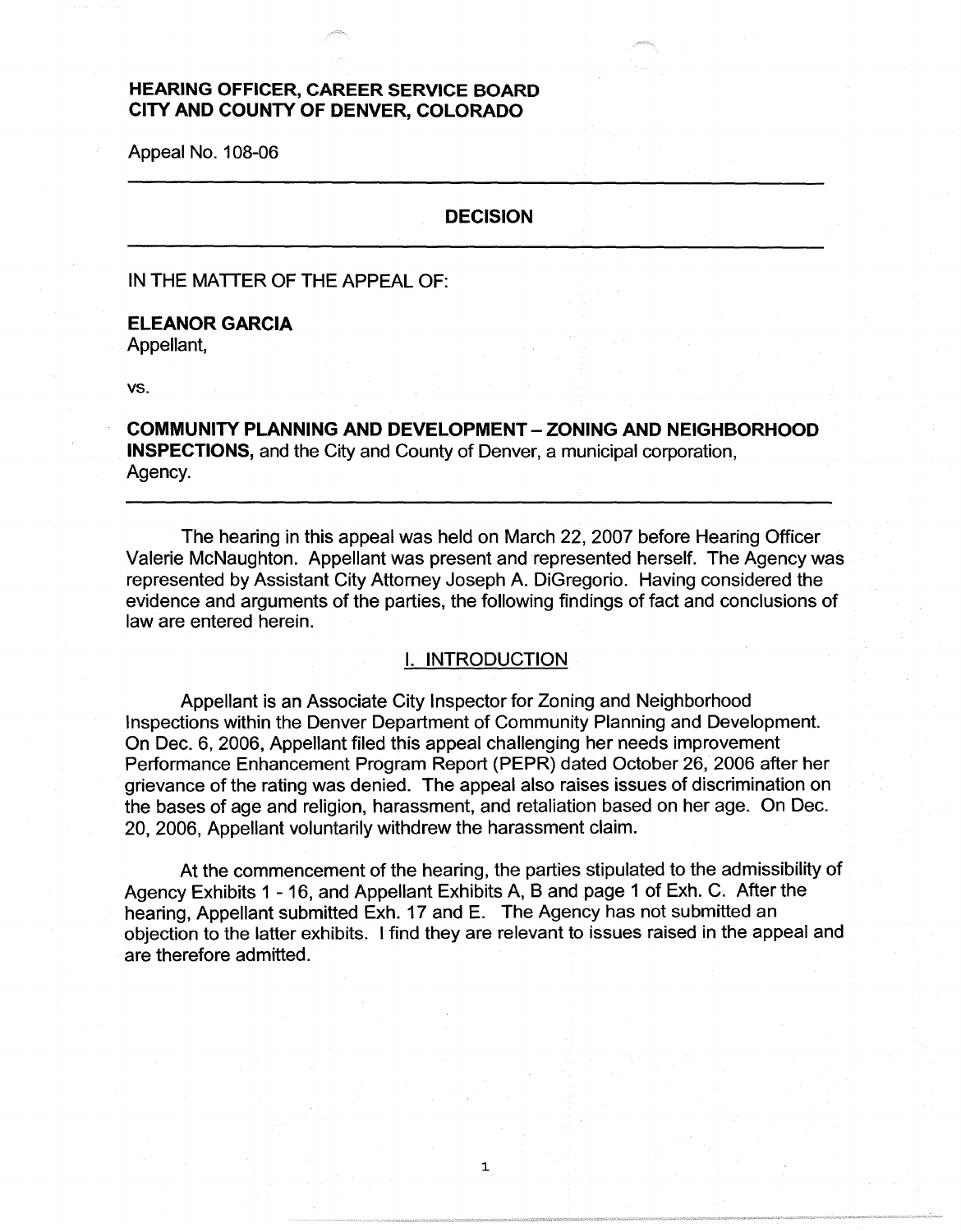**HEARING OFFICER, CAREER SERVICE BOARD**
**CITY AND COUNTY OF DENVER, COLORADO**

Appeal No. 108-06

---

## DECISION

---

IN THE MATTER OF THE APPEAL OF:

**ELEANOR GARCIA**
Appellant,

vs.

**COMMUNITY PLANNING AND DEVELOPMENT – ZONING AND NEIGHBORHOOD INSPECTIONS,** and the City and County of Denver, a municipal corporation,
Agency.

---

The hearing in this appeal was held on March 22, 2007 before Hearing Officer Valerie McNaughton. Appellant was present and represented herself. The Agency was represented by Assistant City Attorney Joseph A. DiGregorio. Having considered the evidence and arguments of the parties, the following findings of fact and conclusions of law are entered herein.

### I. INTRODUCTION

Appellant is an Associate City Inspector for Zoning and Neighborhood Inspections within the Denver Department of Community Planning and Development. On Dec. 6, 2006, Appellant filed this appeal challenging her needs improvement Performance Enhancement Program Report (PEPR) dated October 26, 2006 after her grievance of the rating was denied. The appeal also raises issues of discrimination on the bases of age and religion, harassment, and retaliation based on her age. On Dec. 20, 2006, Appellant voluntarily withdrew the harassment claim.

At the commencement of the hearing, the parties stipulated to the admissibility of Agency Exhibits 1 - 16, and Appellant Exhibits A, B and page 1 of Exh. C. After the hearing, Appellant submitted Exh. 17 and E. The Agency has not submitted an objection to the latter exhibits. I find they are relevant to issues raised in the appeal and are therefore admitted.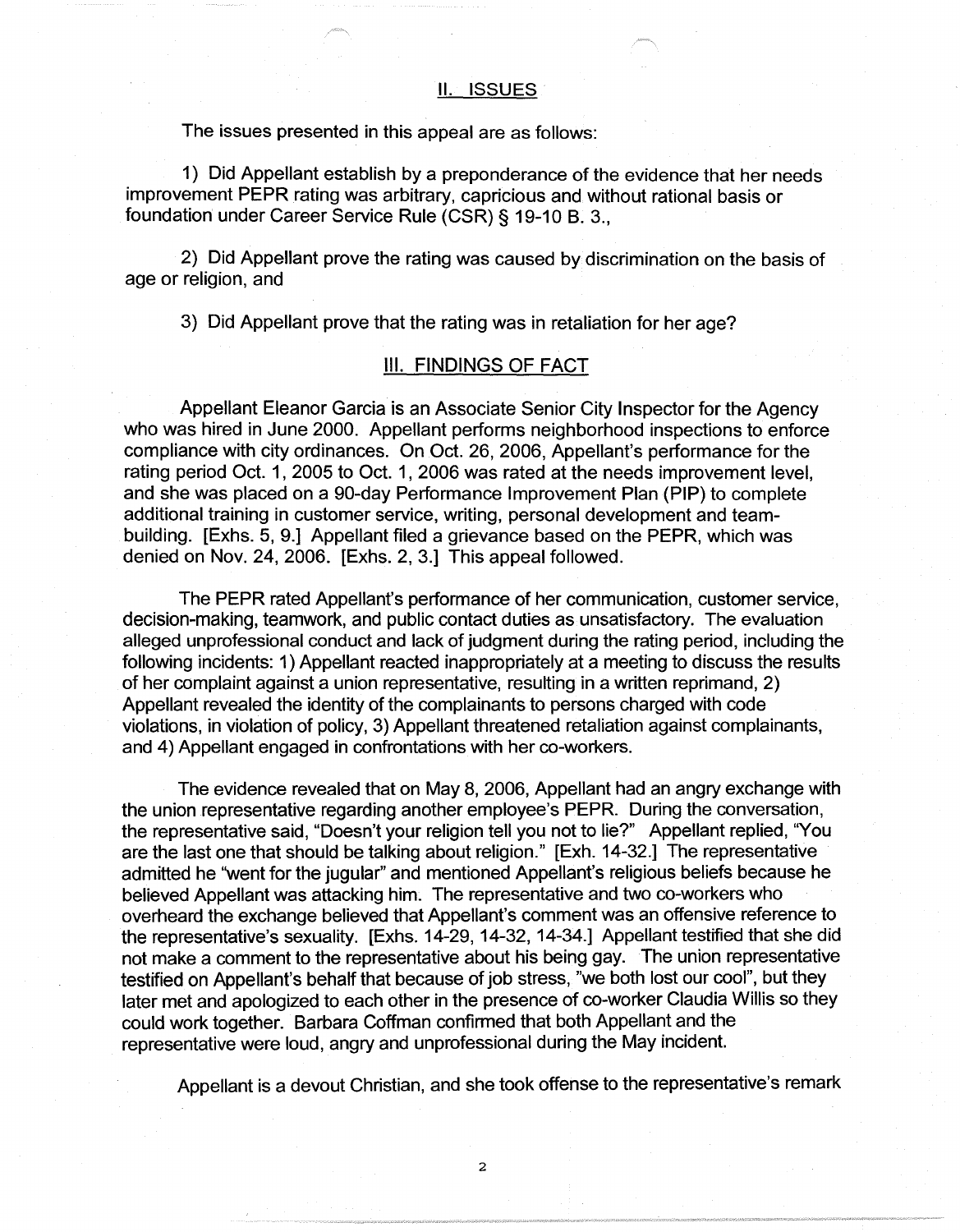## II. ISSUES

The issues presented in this appeal are as follows:

1) Did Appellant establish by a preponderance of the evidence that her needs improvement PEPR rating was arbitrary, capricious and without rational basis or foundation under Career Service Rule (CSR) § 19-10 B. 3.,

2) Did Appellant prove the rating was caused by discrimination on the basis of age or religion, and

3) Did Appellant prove that the rating was in retaliation for her age?

## III. FINDINGS OF FACT

Appellant Eleanor Garcia is an Associate Senior City Inspector for the Agency who was hired in June 2000. Appellant performs neighborhood inspections to enforce compliance with city ordinances. On Oct. 26, 2006, Appellant's performance for the rating period Oct. 1, 2005 to Oct. 1, 2006 was rated at the needs improvement level, and she was placed on a 90-day Performance Improvement Plan (PIP) to complete additional training in customer service, writing, personal development and team-building. [Exhs. 5, 9.] Appellant filed a grievance based on the PEPR, which was denied on Nov. 24, 2006. [Exhs. 2, 3.] This appeal followed.

The PEPR rated Appellant's performance of her communication, customer service, decision-making, teamwork, and public contact duties as unsatisfactory. The evaluation alleged unprofessional conduct and lack of judgment during the rating period, including the following incidents: 1) Appellant reacted inappropriately at a meeting to discuss the results of her complaint against a union representative, resulting in a written reprimand, 2) Appellant revealed the identity of the complainants to persons charged with code violations, in violation of policy, 3) Appellant threatened retaliation against complainants, and 4) Appellant engaged in confrontations with her co-workers.

The evidence revealed that on May 8, 2006, Appellant had an angry exchange with the union representative regarding another employee's PEPR. During the conversation, the representative said, "Doesn't your religion tell you not to lie?" Appellant replied, "You are the last one that should be talking about religion." [Exh. 14-32.] The representative admitted he "went for the jugular" and mentioned Appellant's religious beliefs because he believed Appellant was attacking him. The representative and two co-workers who overheard the exchange believed that Appellant's comment was an offensive reference to the representative's sexuality. [Exhs. 14-29, 14-32, 14-34.] Appellant testified that she did not make a comment to the representative about his being gay. The union representative testified on Appellant's behalf that because of job stress, "we both lost our cool", but they later met and apologized to each other in the presence of co-worker Claudia Willis so they could work together. Barbara Coffman confirmed that both Appellant and the representative were loud, angry and unprofessional during the May incident.

Appellant is a devout Christian, and she took offense to the representative's remark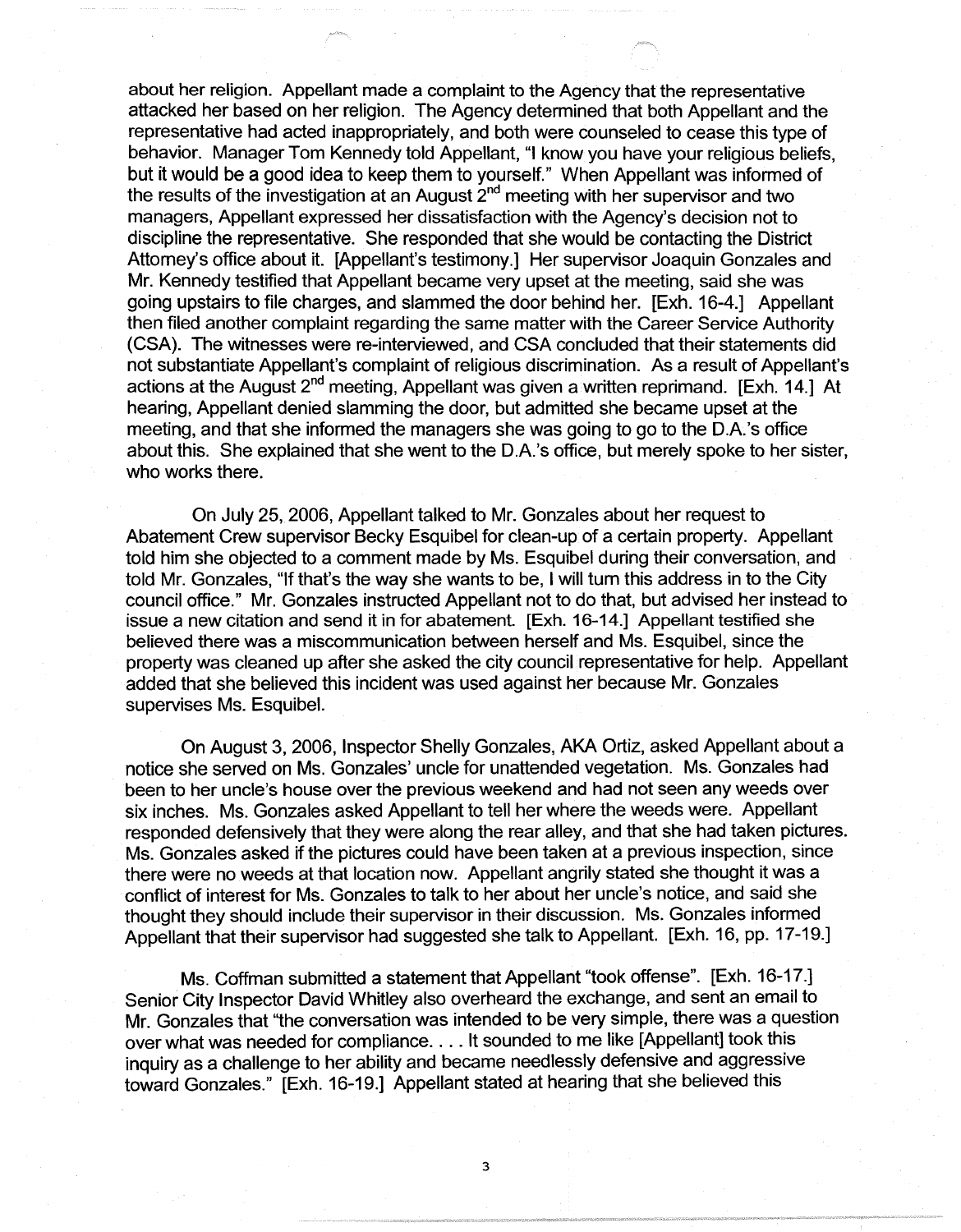about her religion. Appellant made a complaint to the Agency that the representative attacked her based on her religion. The Agency determined that both Appellant and the representative had acted inappropriately, and both were counseled to cease this type of behavior. Manager Tom Kennedy told Appellant, "I know you have your religious beliefs, but it would be a good idea to keep them to yourself." When Appellant was informed of the results of the investigation at an August 2nd meeting with her supervisor and two managers, Appellant expressed her dissatisfaction with the Agency's decision not to discipline the representative. She responded that she would be contacting the District Attorney's office about it. [Appellant's testimony.] Her supervisor Joaquin Gonzales and Mr. Kennedy testified that Appellant became very upset at the meeting, said she was going upstairs to file charges, and slammed the door behind her. [Exh. 16-4.] Appellant then filed another complaint regarding the same matter with the Career Service Authority (CSA). The witnesses were re-interviewed, and CSA concluded that their statements did not substantiate Appellant's complaint of religious discrimination. As a result of Appellant's actions at the August 2nd meeting, Appellant was given a written reprimand. [Exh. 14.] At hearing, Appellant denied slamming the door, but admitted she became upset at the meeting, and that she informed the managers she was going to go to the D.A.'s office about this. She explained that she went to the D.A.'s office, but merely spoke to her sister, who works there.

On July 25, 2006, Appellant talked to Mr. Gonzales about her request to Abatement Crew supervisor Becky Esquibel for clean-up of a certain property. Appellant told him she objected to a comment made by Ms. Esquibel during their conversation, and told Mr. Gonzales, "If that's the way she wants to be, I will turn this address in to the City council office." Mr. Gonzales instructed Appellant not to do that, but advised her instead to issue a new citation and send it in for abatement. [Exh. 16-14.] Appellant testified she believed there was a miscommunication between herself and Ms. Esquibel, since the property was cleaned up after she asked the city council representative for help. Appellant added that she believed this incident was used against her because Mr. Gonzales supervises Ms. Esquibel.

On August 3, 2006, Inspector Shelly Gonzales, AKA Ortiz, asked Appellant about a notice she served on Ms. Gonzales' uncle for unattended vegetation. Ms. Gonzales had been to her uncle's house over the previous weekend and had not seen any weeds over six inches. Ms. Gonzales asked Appellant to tell her where the weeds were. Appellant responded defensively that they were along the rear alley, and that she had taken pictures. Ms. Gonzales asked if the pictures could have been taken at a previous inspection, since there were no weeds at that location now. Appellant angrily stated she thought it was a conflict of interest for Ms. Gonzales to talk to her about her uncle's notice, and said she thought they should include their supervisor in their discussion. Ms. Gonzales informed Appellant that their supervisor had suggested she talk to Appellant. [Exh. 16, pp. 17-19.]

Ms. Coffman submitted a statement that Appellant "took offense". [Exh. 16-17.] Senior City Inspector David Whitley also overheard the exchange, and sent an email to Mr. Gonzales that "the conversation was intended to be very simple, there was a question over what was needed for compliance. . . . It sounded to me like [Appellant] took this inquiry as a challenge to her ability and became needlessly defensive and aggressive toward Gonzales." [Exh. 16-19.] Appellant stated at hearing that she believed this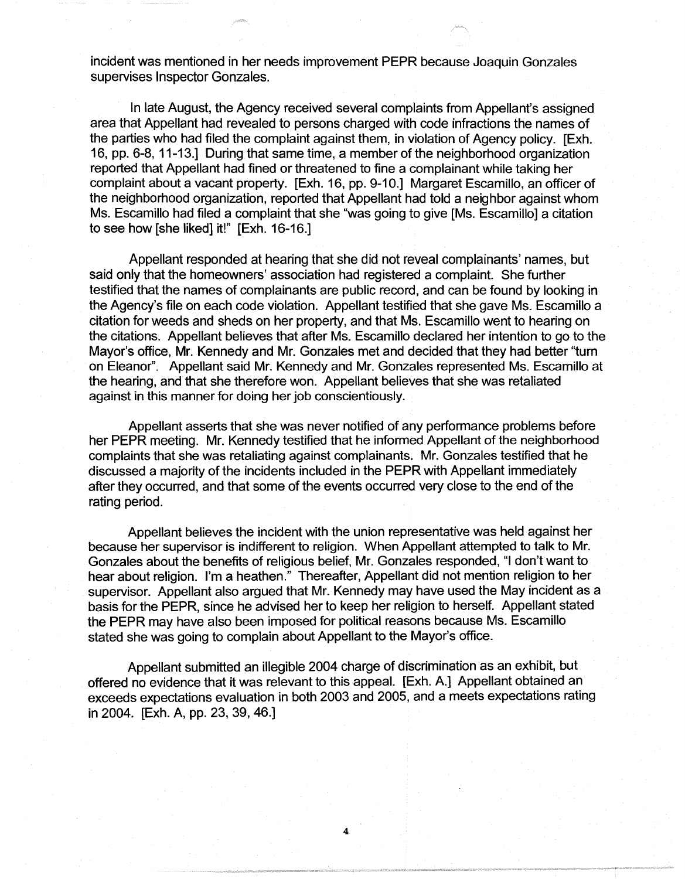incident was mentioned in her needs improvement PEPR because Joaquin Gonzales supervises Inspector Gonzales.

In late August, the Agency received several complaints from Appellant's assigned area that Appellant had revealed to persons charged with code infractions the names of the parties who had filed the complaint against them, in violation of Agency policy. [Exh. 16, pp. 6-8, 11-13.] During that same time, a member of the neighborhood organization reported that Appellant had fined or threatened to fine a complainant while taking her complaint about a vacant property. [Exh. 16, pp. 9-10.] Margaret Escamillo, an officer of the neighborhood organization, reported that Appellant had told a neighbor against whom Ms. Escamillo had filed a complaint that she "was going to give [Ms. Escamillo] a citation to see how [she liked] it!" [Exh. 16-16.]

Appellant responded at hearing that she did not reveal complainants' names, but said only that the homeowners' association had registered a complaint. She further testified that the names of complainants are public record, and can be found by looking in the Agency's file on each code violation. Appellant testified that she gave Ms. Escamillo a citation for weeds and sheds on her property, and that Ms. Escamillo went to hearing on the citations. Appellant believes that after Ms. Escamillo declared her intention to go to the Mayor's office, Mr. Kennedy and Mr. Gonzales met and decided that they had better "turn on Eleanor". Appellant said Mr. Kennedy and Mr. Gonzales represented Ms. Escamillo at the hearing, and that she therefore won. Appellant believes that she was retaliated against in this manner for doing her job conscientiously.

Appellant asserts that she was never notified of any performance problems before her PEPR meeting. Mr. Kennedy testified that he informed Appellant of the neighborhood complaints that she was retaliating against complainants. Mr. Gonzales testified that he discussed a majority of the incidents included in the PEPR with Appellant immediately after they occurred, and that some of the events occurred very close to the end of the rating period.

Appellant believes the incident with the union representative was held against her because her supervisor is indifferent to religion. When Appellant attempted to talk to Mr. Gonzales about the benefits of religious belief, Mr. Gonzales responded, "I don't want to hear about religion. I'm a heathen." Thereafter, Appellant did not mention religion to her supervisor. Appellant also argued that Mr. Kennedy may have used the May incident as a basis for the PEPR, since he advised her to keep her religion to herself. Appellant stated the PEPR may have also been imposed for political reasons because Ms. Escamillo stated she was going to complain about Appellant to the Mayor's office.

Appellant submitted an illegible 2004 charge of discrimination as an exhibit, but offered no evidence that it was relevant to this appeal. [Exh. A.] Appellant obtained an exceeds expectations evaluation in both 2003 and 2005, and a meets expectations rating in 2004. [Exh. A, pp. 23, 39, 46.]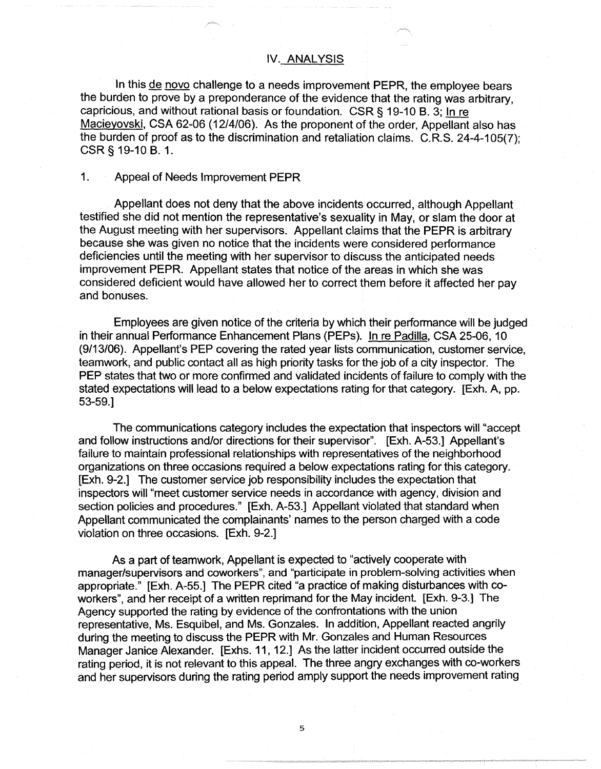## IV. ANALYSIS

In this de novo challenge to a needs improvement PEPR, the employee bears the burden to prove by a preponderance of the evidence that the rating was arbitrary, capricious, and without rational basis or foundation. CSR § 19-10 B. 3; In re Macieyovski, CSA 62-06 (12/4/06). As the proponent of the order, Appellant also has the burden of proof as to the discrimination and retaliation claims. C.R.S. 24-4-105(7); CSR § 19-10 B. 1.

### 1. Appeal of Needs Improvement PEPR

Appellant does not deny that the above incidents occurred, although Appellant testified she did not mention the representative's sexuality in May, or slam the door at the August meeting with her supervisors. Appellant claims that the PEPR is arbitrary because she was given no notice that the incidents were considered performance deficiencies until the meeting with her supervisor to discuss the anticipated needs improvement PEPR. Appellant states that notice of the areas in which she was considered deficient would have allowed her to correct them before it affected her pay and bonuses.

Employees are given notice of the criteria by which their performance will be judged in their annual Performance Enhancement Plans (PEPs). In re Padilla, CSA 25-06, 10 (9/13/06). Appellant's PEP covering the rated year lists communication, customer service, teamwork, and public contact all as high priority tasks for the job of a city inspector. The PEP states that two or more confirmed and validated incidents of failure to comply with the stated expectations will lead to a below expectations rating for that category. [Exh. A, pp. 53-59.]

The communications category includes the expectation that inspectors will "accept and follow instructions and/or directions for their supervisor". [Exh. A-53.] Appellant's failure to maintain professional relationships with representatives of the neighborhood organizations on three occasions required a below expectations rating for this category. [Exh. 9-2.] The customer service job responsibility includes the expectation that inspectors will "meet customer service needs in accordance with agency, division and section policies and procedures." [Exh. A-53.] Appellant violated that standard when Appellant communicated the complainants' names to the person charged with a code violation on three occasions. [Exh. 9-2.]

As a part of teamwork, Appellant is expected to "actively cooperate with manager/supervisors and coworkers", and "participate in problem-solving activities when appropriate." [Exh. A-55.] The PEPR cited "a practice of making disturbances with co-workers", and her receipt of a written reprimand for the May incident. [Exh. 9-3.] The Agency supported the rating by evidence of the confrontations with the union representative, Ms. Esquibel, and Ms. Gonzales. In addition, Appellant reacted angrily during the meeting to discuss the PEPR with Mr. Gonzales and Human Resources Manager Janice Alexander. [Exhs. 11, 12.] As the latter incident occurred outside the rating period, it is not relevant to this appeal. The three angry exchanges with co-workers and her supervisors during the rating period amply support the needs improvement rating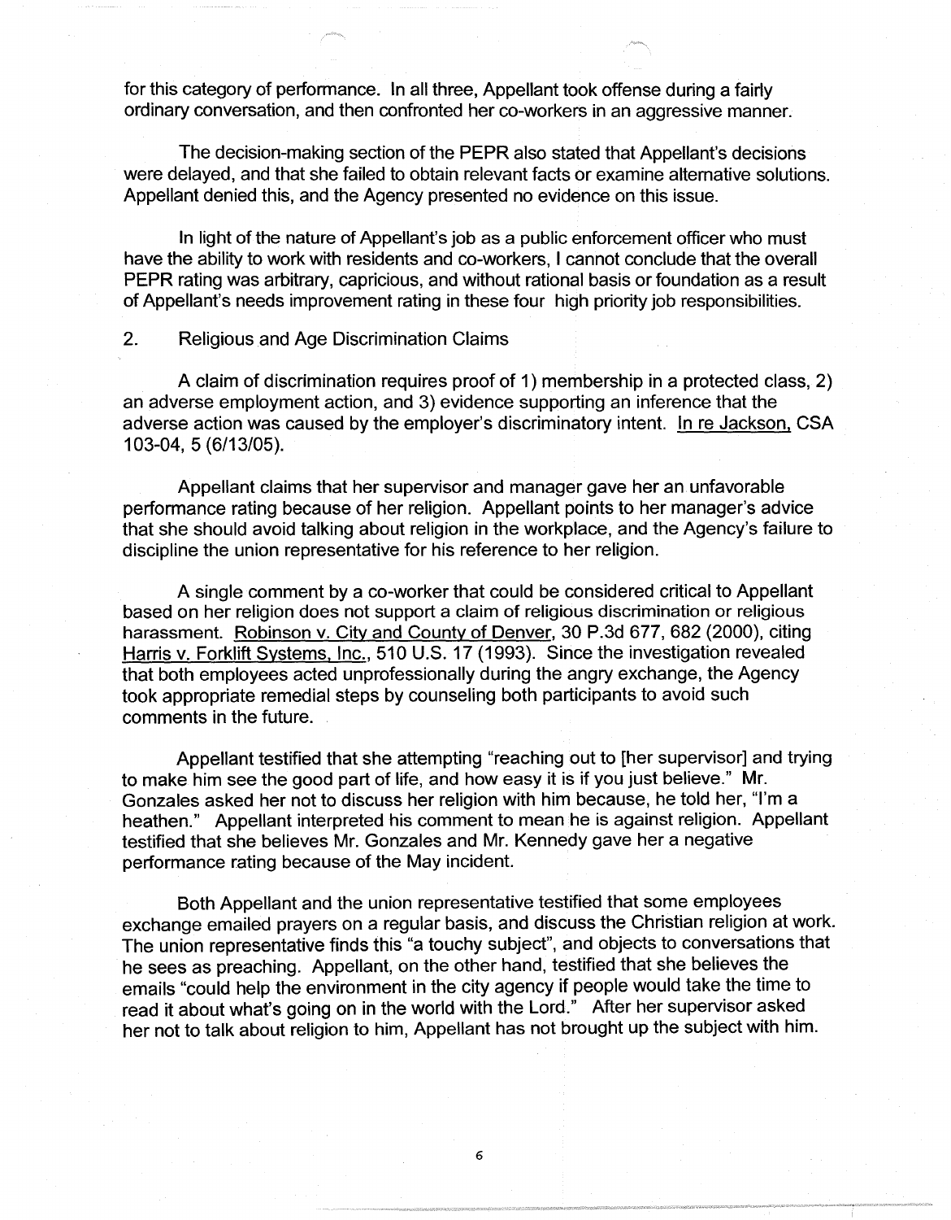for this category of performance. In all three, Appellant took offense during a fairly ordinary conversation, and then confronted her co-workers in an aggressive manner.

The decision-making section of the PEPR also stated that Appellant's decisions were delayed, and that she failed to obtain relevant facts or examine alternative solutions. Appellant denied this, and the Agency presented no evidence on this issue.

In light of the nature of Appellant's job as a public enforcement officer who must have the ability to work with residents and co-workers, I cannot conclude that the overall PEPR rating was arbitrary, capricious, and without rational basis or foundation as a result of Appellant's needs improvement rating in these four high priority job responsibilities.

2. Religious and Age Discrimination Claims

A claim of discrimination requires proof of 1) membership in a protected class, 2) an adverse employment action, and 3) evidence supporting an inference that the adverse action was caused by the employer's discriminatory intent. In re Jackson, CSA 103-04, 5 (6/13/05).

Appellant claims that her supervisor and manager gave her an unfavorable performance rating because of her religion. Appellant points to her manager's advice that she should avoid talking about religion in the workplace, and the Agency's failure to discipline the union representative for his reference to her religion.

A single comment by a co-worker that could be considered critical to Appellant based on her religion does not support a claim of religious discrimination or religious harassment. Robinson v. City and County of Denver, 30 P.3d 677, 682 (2000), citing Harris v. Forklift Systems, Inc., 510 U.S. 17 (1993). Since the investigation revealed that both employees acted unprofessionally during the angry exchange, the Agency took appropriate remedial steps by counseling both participants to avoid such comments in the future.

Appellant testified that she attempting "reaching out to [her supervisor] and trying to make him see the good part of life, and how easy it is if you just believe." Mr. Gonzales asked her not to discuss her religion with him because, he told her, "I'm a heathen." Appellant interpreted his comment to mean he is against religion. Appellant testified that she believes Mr. Gonzales and Mr. Kennedy gave her a negative performance rating because of the May incident.

Both Appellant and the union representative testified that some employees exchange emailed prayers on a regular basis, and discuss the Christian religion at work. The union representative finds this "a touchy subject", and objects to conversations that he sees as preaching. Appellant, on the other hand, testified that she believes the emails "could help the environment in the city agency if people would take the time to read it about what's going on in the world with the Lord." After her supervisor asked her not to talk about religion to him, Appellant has not brought up the subject with him.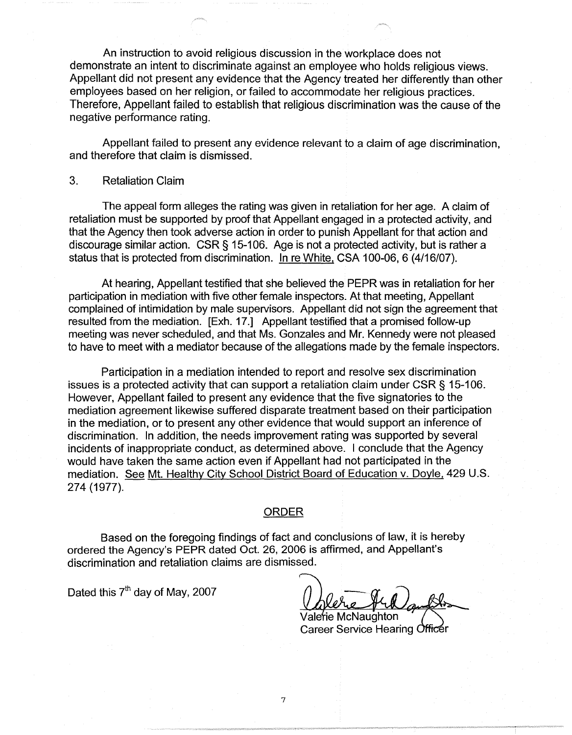An instruction to avoid religious discussion in the workplace does not demonstrate an intent to discriminate against an employee who holds religious views. Appellant did not present any evidence that the Agency treated her differently than other employees based on her religion, or failed to accommodate her religious practices. Therefore, Appellant failed to establish that religious discrimination was the cause of the negative performance rating.

Appellant failed to present any evidence relevant to a claim of age discrimination, and therefore that claim is dismissed.

3. Retaliation Claim

The appeal form alleges the rating was given in retaliation for her age. A claim of retaliation must be supported by proof that Appellant engaged in a protected activity, and that the Agency then took adverse action in order to punish Appellant for that action and discourage similar action. CSR § 15-106. Age is not a protected activity, but is rather a status that is protected from discrimination. In re White, CSA 100-06, 6 (4/16/07).

At hearing, Appellant testified that she believed the PEPR was in retaliation for her participation in mediation with five other female inspectors. At that meeting, Appellant complained of intimidation by male supervisors. Appellant did not sign the agreement that resulted from the mediation. [Exh. 17.] Appellant testified that a promised follow-up meeting was never scheduled, and that Ms. Gonzales and Mr. Kennedy were not pleased to have to meet with a mediator because of the allegations made by the female inspectors.

Participation in a mediation intended to report and resolve sex discrimination issues is a protected activity that can support a retaliation claim under CSR § 15-106. However, Appellant failed to present any evidence that the five signatories to the mediation agreement likewise suffered disparate treatment based on their participation in the mediation, or to present any other evidence that would support an inference of discrimination. In addition, the needs improvement rating was supported by several incidents of inappropriate conduct, as determined above. I conclude that the Agency would have taken the same action even if Appellant had not participated in the mediation. See Mt. Healthy City School District Board of Education v. Doyle, 429 U.S. 274 (1977).

## ORDER

Based on the foregoing findings of fact and conclusions of law, it is hereby ordered the Agency's PEPR dated Oct. 26, 2006 is affirmed, and Appellant's discrimination and retaliation claims are dismissed.

Dated this 7th day of May, 2007

Valerie McNaughton
Career Service Hearing Officer